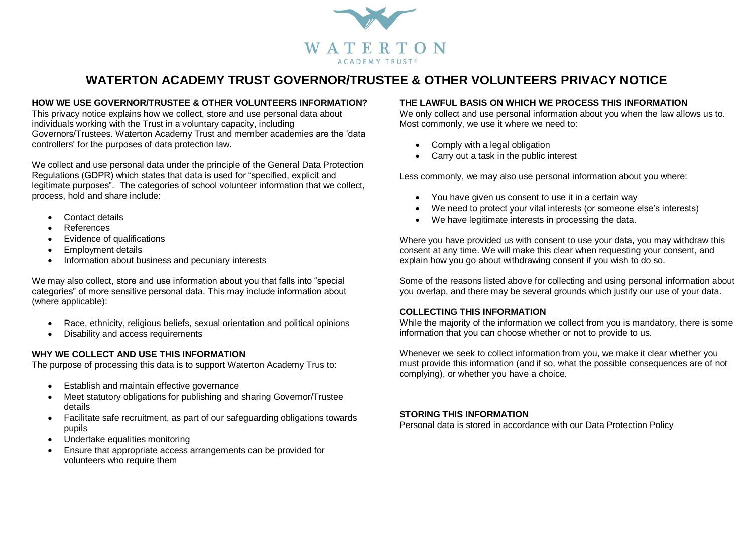WATERTON
ACADEMY TRUST®

# WATERTON ACADEMY TRUST GOVERNOR/TRUSTEE & OTHER VOLUNTEERS PRIVACY NOTICE

**HOW WE USE GOVERNOR/TRUSTEE & OTHER VOLUNTEERS INFORMATION?**
This privacy notice explains how we collect, store and use personal data about individuals working with the Trust in a voluntary capacity, including Governors/Trustees. Waterton Academy Trust and member academies are the 'data controllers' for the purposes of data protection law.

We collect and use personal data under the principle of the General Data Protection Regulations (GDPR) which states that data is used for "specified, explicit and legitimate purposes". The categories of school volunteer information that we collect, process, hold and share include:

- Contact details
- References
- Evidence of qualifications
- Employment details
- Information about business and pecuniary interests

We may also collect, store and use information about you that falls into "special categories" of more sensitive personal data. This may include information about (where applicable):

- Race, ethnicity, religious beliefs, sexual orientation and political opinions
- Disability and access requirements

**WHY WE COLLECT AND USE THIS INFORMATION**
The purpose of processing this data is to support Waterton Academy Trus to:

- Establish and maintain effective governance
- Meet statutory obligations for publishing and sharing Governor/Trustee details
- Facilitate safe recruitment, as part of our safeguarding obligations towards pupils
- Undertake equalities monitoring
- Ensure that appropriate access arrangements can be provided for volunteers who require them

**THE LAWFUL BASIS ON WHICH WE PROCESS THIS INFORMATION**
We only collect and use personal information about you when the law allows us to. Most commonly, we use it where we need to:

- Comply with a legal obligation
- Carry out a task in the public interest

Less commonly, we may also use personal information about you where:

- You have given us consent to use it in a certain way
- We need to protect your vital interests (or someone else's interests)
- We have legitimate interests in processing the data.

Where you have provided us with consent to use your data, you may withdraw this consent at any time. We will make this clear when requesting your consent, and explain how you go about withdrawing consent if you wish to do so.

Some of the reasons listed above for collecting and using personal information about you overlap, and there may be several grounds which justify our use of your data.

**COLLECTING THIS INFORMATION**
While the majority of the information we collect from you is mandatory, there is some information that you can choose whether or not to provide to us.

Whenever we seek to collect information from you, we make it clear whether you must provide this information (and if so, what the possible consequences are of not complying), or whether you have a choice.

**STORING THIS INFORMATION**
Personal data is stored in accordance with our Data Protection Policy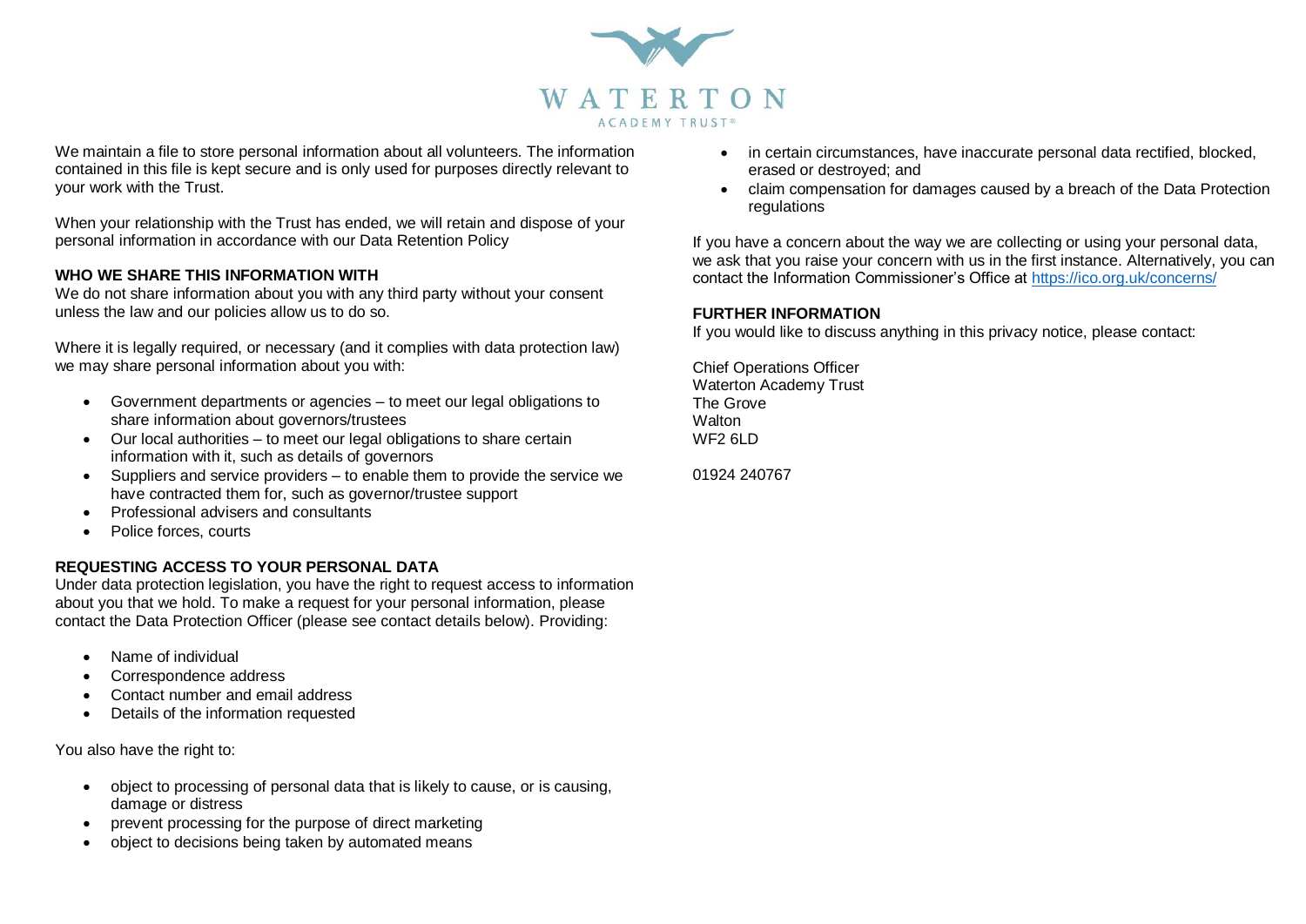We maintain a file to store personal information about all volunteers. The information contained in this file is kept secure and is only used for purposes directly relevant to your work with the Trust.

When your relationship with the Trust has ended, we will retain and dispose of your personal information in accordance with our Data Retention Policy

**WHO WE SHARE THIS INFORMATION WITH**

We do not share information about you with any third party without your consent unless the law and our policies allow us to do so.

Where it is legally required, or necessary (and it complies with data protection law) we may share personal information about you with:

- Government departments or agencies – to meet our legal obligations to share information about governors/trustees
- Our local authorities – to meet our legal obligations to share certain information with it, such as details of governors
- Suppliers and service providers – to enable them to provide the service we have contracted them for, such as governor/trustee support
- Professional advisers and consultants
- Police forces, courts

**REQUESTING ACCESS TO YOUR PERSONAL DATA**

Under data protection legislation, you have the right to request access to information about you that we hold. To make a request for your personal information, please contact the Data Protection Officer (please see contact details below). Providing:

- Name of individual
- Correspondence address
- Contact number and email address
- Details of the information requested

You also have the right to:

- object to processing of personal data that is likely to cause, or is causing, damage or distress
- prevent processing for the purpose of direct marketing
- object to decisions being taken by automated means
- in certain circumstances, have inaccurate personal data rectified, blocked, erased or destroyed; and
- claim compensation for damages caused by a breach of the Data Protection regulations

If you have a concern about the way we are collecting or using your personal data, we ask that you raise your concern with us in the first instance. Alternatively, you can contact the Information Commissioner's Office at https://ico.org.uk/concerns/

**FURTHER INFORMATION**

If you would like to discuss anything in this privacy notice, please contact:

Chief Operations Officer
Waterton Academy Trust
The Grove
Walton
WF2 6LD

01924 240767